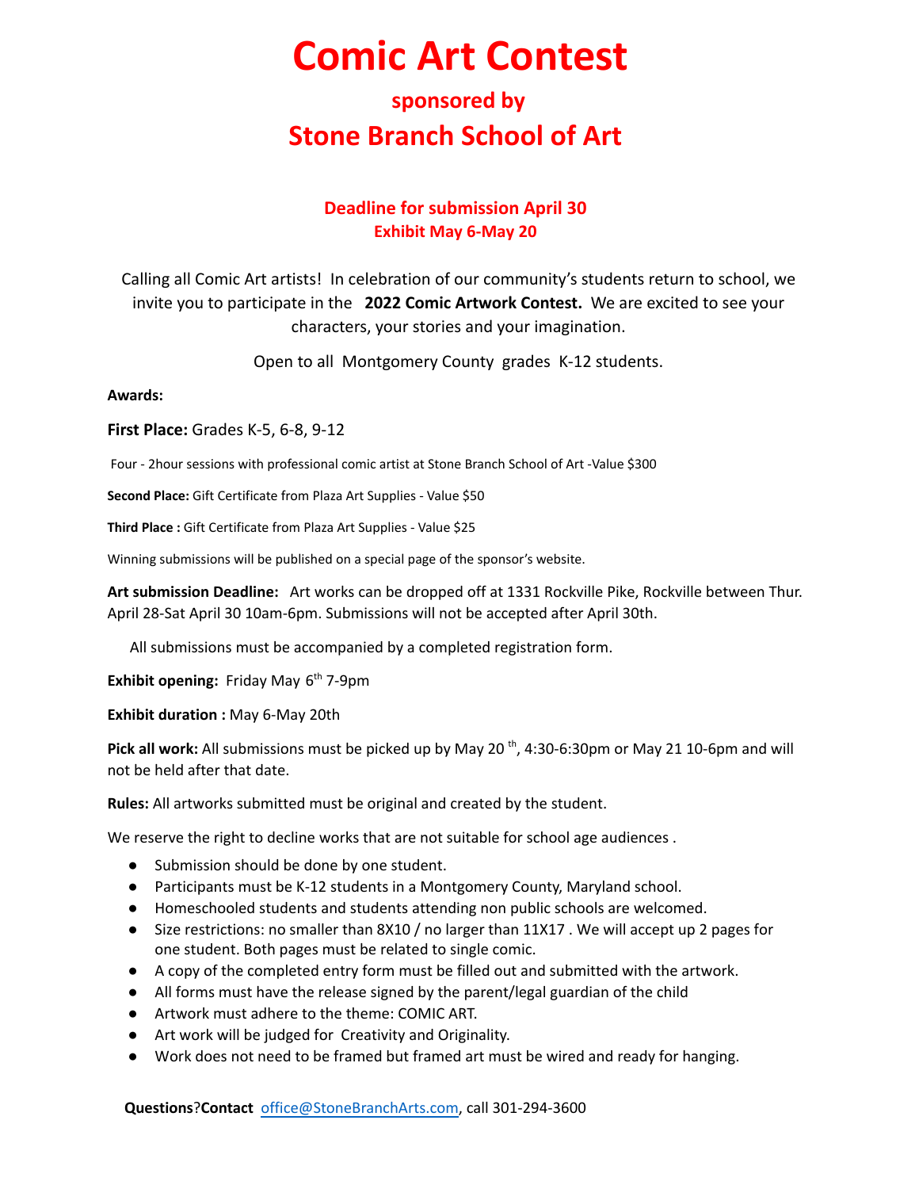# Comic Art Contest

## sponsored by

## Stone Branch School of Art

**Deadline for submission April 30**
**Exhibit May 6-May 20**

Calling all Comic Art artists! In celebration of our community's students return to school, we invite you to participate in the **2022 Comic Artwork Contest.** We are excited to see your characters, your stories and your imagination.

Open to all Montgomery County grades K-12 students.

**Awards:**

**First Place:** Grades K-5, 6-8, 9-12

Four - 2hour sessions with professional comic artist at Stone Branch School of Art -Value $300

**Second Place:** Gift Certificate from Plaza Art Supplies - Value $50

**Third Place :** Gift Certificate from Plaza Art Supplies - Value $25

Winning submissions will be published on a special page of the sponsor's website.

**Art submission Deadline:** Art works can be dropped off at 1331 Rockville Pike, Rockville between Thur. April 28-Sat April 30 10am-6pm. Submissions will not be accepted after April 30th.

All submissions must be accompanied by a completed registration form.

**Exhibit opening:** Friday May 6th 7-9pm

**Exhibit duration :** May 6-May 20th

**Pick all work:** All submissions must be picked up by May 20 th, 4:30-6:30pm or May 21 10-6pm and will not be held after that date.

**Rules:** All artworks submitted must be original and created by the student.

We reserve the right to decline works that are not suitable for school age audiences .

- Submission should be done by one student.
- Participants must be K-12 students in a Montgomery County, Maryland school.
- Homeschooled students and students attending non public schools are welcomed.
- Size restrictions: no smaller than 8X10 / no larger than 11X17 . We will accept up 2 pages for one student. Both pages must be related to single comic.
- A copy of the completed entry form must be filled out and submitted with the artwork.
- All forms must have the release signed by the parent/legal guardian of the child
- Artwork must adhere to the theme: COMIC ART.
- Art work will be judged for Creativity and Originality.
- Work does not need to be framed but framed art must be wired and ready for hanging.

**Questions**?**Contact** office@StoneBranchArts.com, call 301-294-3600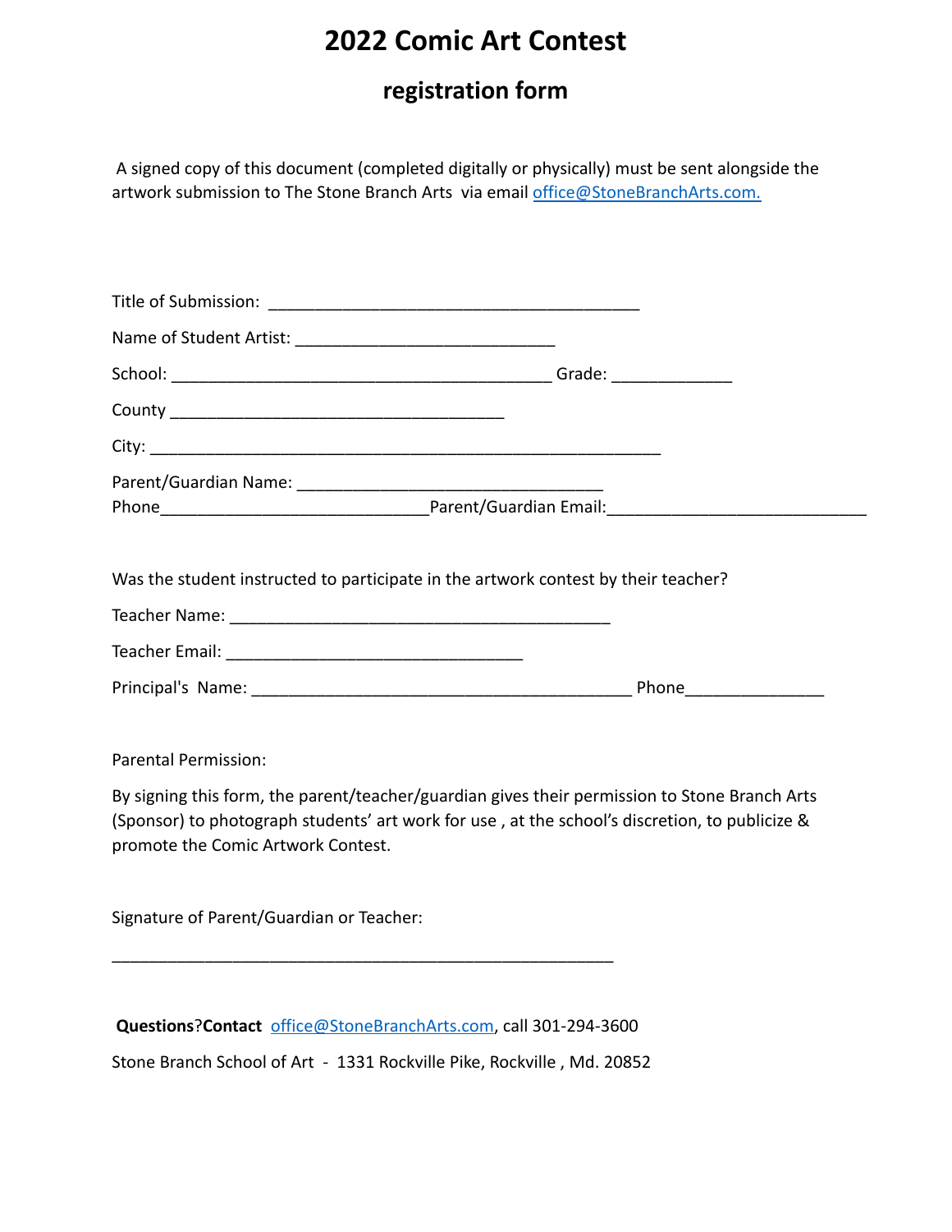# 2022 Comic Art Contest

## registration form

A signed copy of this document (completed digitally or physically) must be sent alongside the artwork submission to The Stone Branch Arts via email office@StoneBranchArts.com.

Title of Submission: ________________________________________

Name of Student Artist: ____________________________

School: _________________________________________ Grade: _____________

County ____________________________________

City: _______________________________________________________

Parent/Guardian Name: _________________________________

Phone_____________________________Parent/Guardian Email:____________________________

Was the student instructed to participate in the artwork contest by their teacher?

Teacher Name: _________________________________________

Teacher Email: ________________________________

Principal's Name: _________________________________________ Phone_______________

Parental Permission:

By signing this form, the parent/teacher/guardian gives their permission to Stone Branch Arts (Sponsor) to photograph students' art work for use , at the school's discretion, to publicize & promote the Comic Artwork Contest.

Signature of Parent/Guardian or Teacher:

_______________________________________________________

**Questions**?**Contact** office@StoneBranchArts.com, call 301-294-3600

Stone Branch School of Art - 1331 Rockville Pike, Rockville , Md. 20852